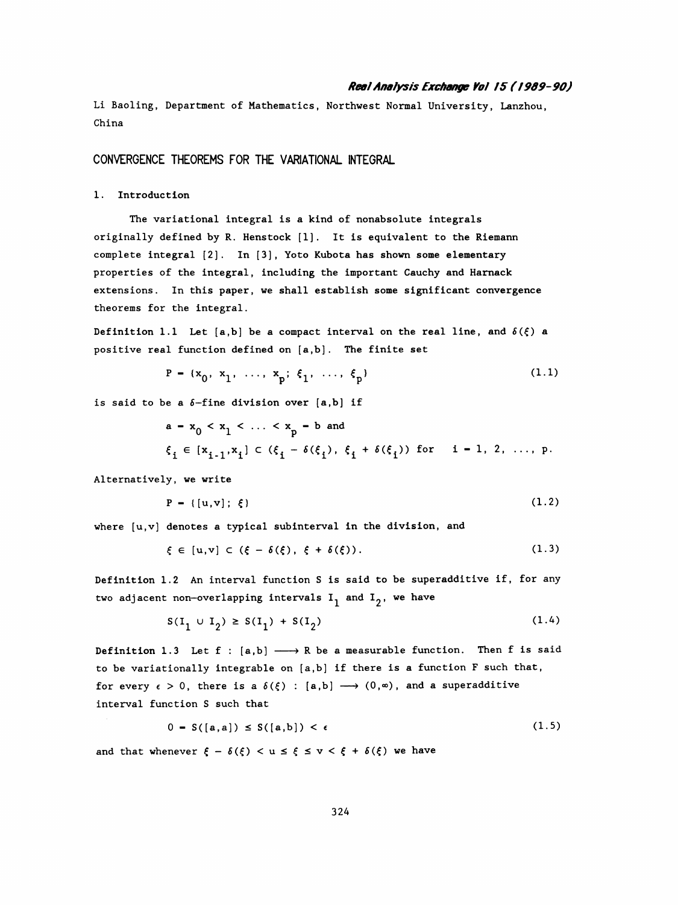Li Baoling, Department of Mathematics, Northwest Normal University, Lanzhou, China

# CONVERGENCE THEOREMS FOR THE VARIATIONAL INTEGRAL

## 1. Introduction

The variational integral is a kind of nonabsolute integrals originally defined by R. Henstock [1]. It is equivalent to the Riemann complete integral [2]. In [3], Yoto Kubota has shown some elementary properties of the integral, including the important Cauchy and Harnack extensions. In this paper, we shall establish some significant convergence theorems for the integral.

**Definition 1.1** Let $[a,b]$ be a compact interval on the real line, and $\delta(\xi)$ a positive real function defined on $[a,b]$. The finite set

$$P = \{x_0, x_1, \ldots, x_p; \xi_1, \ldots, \xi_p\} \tag{1.1}$$

is said to be a $\delta$-fine division over $[a,b]$ if

$$a = x_0 < x_1 < \ldots < x_p = b \text{ and}$$

$$\xi_i \in [x_{i-1}, x_i] \subset (\xi_i - \delta(\xi_i), \xi_i + \delta(\xi_i)) \text{ for } i = 1, 2, \ldots, p.$$

Alternatively, we write

$$P = \{[u,v]; \xi\} \tag{1.2}$$

where $[u,v]$ denotes a typical subinterval in the division, and

$$\xi \in [u,v] \subset (\xi - \delta(\xi), \xi + \delta(\xi)). \tag{1.3}$$

**Definition 1.2** An interval function $S$ is said to be superadditive if, for any two adjacent non-overlapping intervals $I_1$ and $I_2$, we have

$$S(I_1 \cup I_2) \geq S(I_1) + S(I_2) \tag{1.4}$$

**Definition 1.3** Let $f : [a,b] \longrightarrow R$ be a measurable function. Then $f$ is said to be variationally integrable on $[a,b]$ if there is a function $F$ such that, for every $\epsilon > 0$, there is a $\delta(\xi) : [a,b] \longrightarrow (0,\infty)$, and a superadditive interval function $S$ such that

$$0 = S([a,a]) \leq S([a,b]) < \epsilon \tag{1.5}$$

and that whenever $\xi - \delta(\xi) < u \leq \xi \leq v < \xi + \delta(\xi)$ we have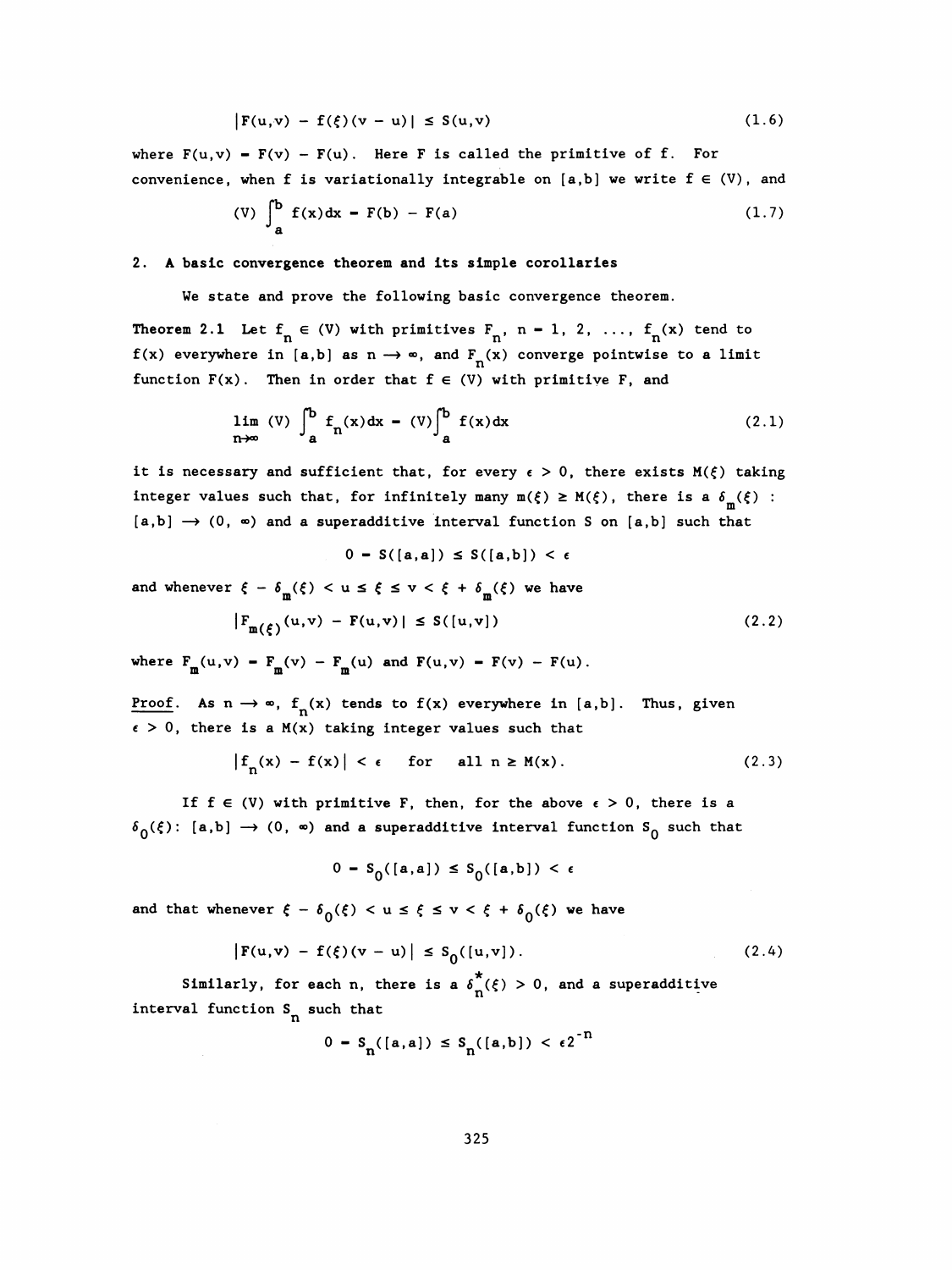$$|F(u,v) - f(\xi)(v - u)| \le S(u,v) \tag{1.6}$$

where $F(u,v) = F(v) - F(u)$. Here F is called the primitive of f. For convenience, when f is variationally integrable on $[a,b]$ we write $f \in (V)$, and

$$(V) \int_a^b f(x)dx = F(b) - F(a) \tag{1.7}$$

## 2. A basic convergence theorem and its simple corollaries

We state and prove the following basic convergence theorem.

**Theorem 2.1** Let $f_n \in (V)$ with primitives $F_n$, $n = 1, 2, \ldots$, $f_n(x)$ tend to $f(x)$ everywhere in $[a,b]$ as $n \to \infty$, and $F_n(x)$ converge pointwise to a limit function $F(x)$. Then in order that $f \in (V)$ with primitive F, and

$$\lim_{n\to\infty} (V) \int_a^b f_n(x)dx = (V)\int_a^b f(x)dx \tag{2.1}$$

it is necessary and sufficient that, for every $\epsilon > 0$, there exists $M(\xi)$ taking integer values such that, for infinitely many $m(\xi) \ge M(\xi)$, there is a $\delta_m(\xi)$ : $[a,b] \to (0, \infty)$ and a superadditive interval function S on $[a,b]$ such that

$$0 = S([a,a]) \le S([a,b]) < \epsilon$$

and whenever $\xi - \delta_m(\xi) < u \le \xi \le v < \xi + \delta_m(\xi)$ we have

$$|F_{m(\xi)}(u,v) - F(u,v)| \le S([u,v]) \tag{2.2}$$

where $F_m(u,v) = F_m(v) - F_m(u)$ and $F(u,v) = F(v) - F(u)$.

Proof. As $n \to \infty$, $f_n(x)$ tends to $f(x)$ everywhere in $[a,b]$. Thus, given $\epsilon > 0$, there is a $M(x)$ taking integer values such that

$$|f_n(x) - f(x)| < \epsilon \quad \text{for} \quad \text{all } n \ge M(x). \tag{2.3}$$

If $f \in (V)$ with primitive F, then, for the above $\epsilon > 0$, there is a $\delta_0(\xi)$: $[a,b] \to (0, \infty)$ and a superadditive interval function $S_0$ such that

$$0 = S_0([a,a]) \le S_0([a,b]) < \epsilon$$

and that whenever $\xi - \delta_0(\xi) < u \le \xi \le v < \xi + \delta_0(\xi)$ we have

$$|F(u,v) - f(\xi)(v - u)| \le S_0([u,v]). \tag{2.4}$$

Similarly, for each n, there is a $\delta_n^*(\xi) > 0$, and a superadditive interval function $S_n$ such that

$$0 = S_n([a,a]) \le S_n([a,b]) < \epsilon 2^{-n}$$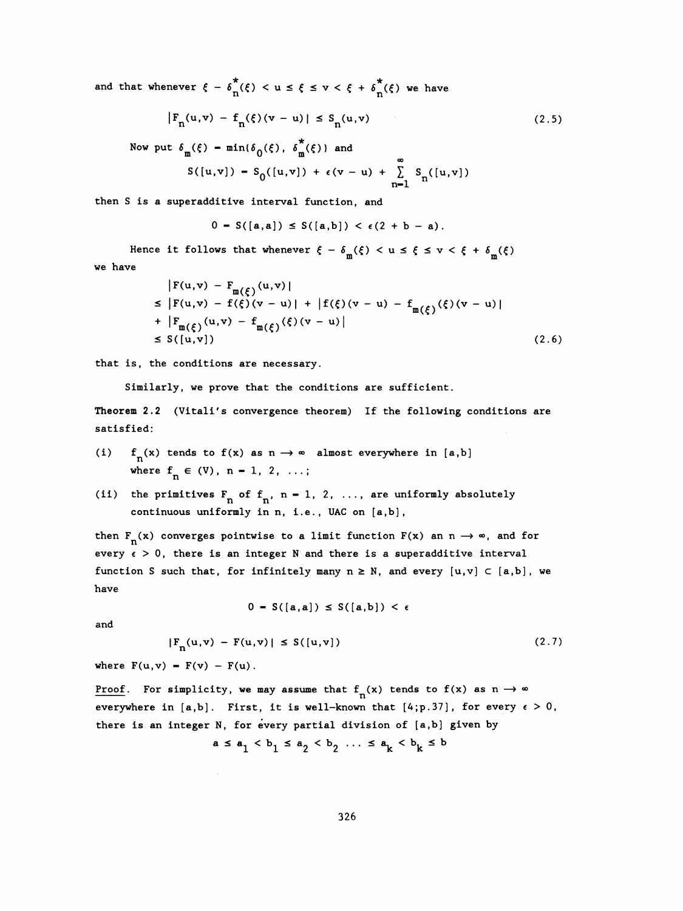and that whenever $\xi - \delta_n^*(\xi) < u \le \xi \le v < \xi + \delta_n^*(\xi)$ we have

$$|F_n(u,v) - f_n(\xi)(v-u)| \le S_n(u,v) \tag{2.5}$$

Now put $\delta_m(\xi) = \min(\delta_0(\xi), \delta_m^*(\xi))$ and

$$S([u,v]) = S_0([u,v]) + \epsilon(v-u) + \sum_{n=1}^{\infty} S_n([u,v])$$

then S is a superadditive interval function, and

$$0 = S([a,a]) \le S([a,b]) < \epsilon(2 + b - a).$$

Hence it follows that whenever $\xi - \delta_m(\xi) < u \le \xi \le v < \xi + \delta_m(\xi)$ we have

$$\begin{aligned}
&|F(u,v) - F_{m(\xi)}(u,v)| \\
&\le |F(u,v) - f(\xi)(v-u)| + |f(\xi)(v-u) - f_{m(\xi)}(\xi)(v-u)| \\
&+ |F_{m(\xi)}(u,v) - f_{m(\xi)}(\xi)(v-u)| \\
&\le S([u,v])
\end{aligned} \tag{2.6}$$

that is, the conditions are necessary.

Similarly, we prove that the conditions are sufficient.

**Theorem 2.2** (Vitali's convergence theorem) If the following conditions are satisfied:

(i) $f_n(x)$ tends to $f(x)$ as $n \to \infty$ almost everywhere in $[a,b]$ where $f_n \in (V)$, $n = 1, 2, \ldots$;

(ii) the primitives $F_n$ of $f_n$, $n = 1, 2, \ldots$, are uniformly absolutely continuous uniformly in n, i.e., UAC on $[a,b]$,

then $F_n(x)$ converges pointwise to a limit function $F(x)$ an $n \to \infty$, and for every $\epsilon > 0$, there is an integer N and there is a superadditive interval function S such that, for infinitely many $n \ge N$, and every $[u,v] \subset [a,b]$, we have

$$0 = S([a,a]) \le S([a,b]) < \epsilon$$

and

$$|F_n(u,v) - F(u,v)| \le S([u,v]) \tag{2.7}$$

where $F(u,v) = F(v) - F(u)$.

Proof. For simplicity, we may assume that $f_n(x)$ tends to $f(x)$ as $n \to \infty$ everywhere in $[a,b]$. First, it is well-known that [4;p.37], for every $\epsilon > 0$, there is an integer N, for every partial division of $[a,b]$ given by

$$a \le a_1 < b_1 \le a_2 < b_2 \ldots \le a_k < b_k \le b$$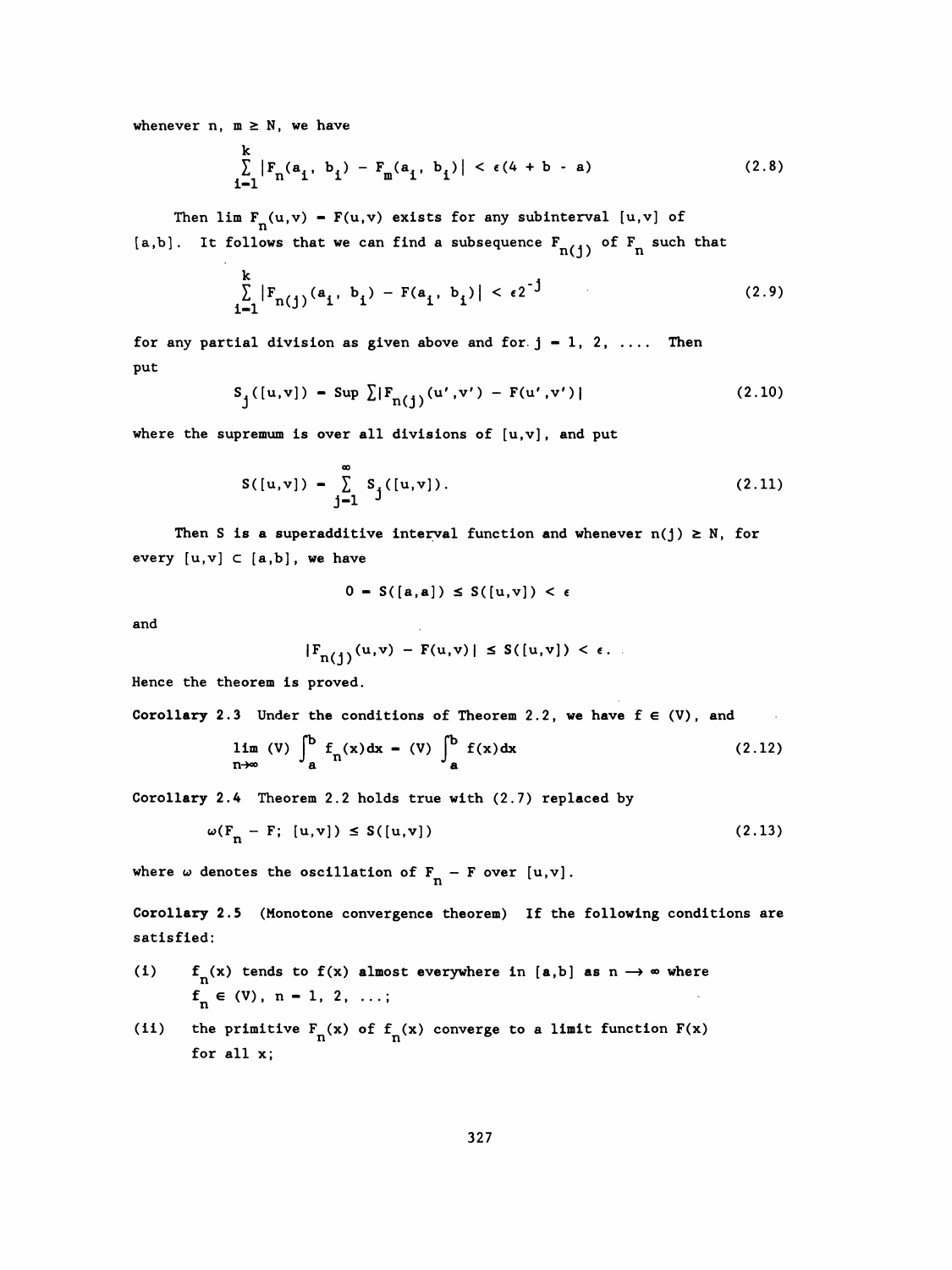whenever n, $m \geq N$, we have

$$\sum_{i=1}^{k} |F_n(a_i, b_i) - F_m(a_i, b_i)| < \epsilon(4 + b - a) \tag{2.8}$$

Then $\lim F_n(u,v) = F(u,v)$ exists for any subinterval $[u,v]$ of $[a,b]$. It follows that we can find a subsequence $F_{n(j)}$ of $F_n$ such that

$$\sum_{i=1}^{k} |F_{n(j)}(a_i, b_i) - F(a_i, b_i)| < \epsilon 2^{-j} \tag{2.9}$$

for any partial division as given above and for $j = 1, 2, \ldots$. Then put

$$S_j([u,v]) = \text{Sup} \sum |F_{n(j)}(u',v') - F(u',v')| \tag{2.10}$$

where the supremum is over all divisions of $[u,v]$, and put

$$S([u,v]) = \sum_{j=1}^{\infty} S_j([u,v]). \tag{2.11}$$

Then S is a superadditive interval function and whenever $n(j) \geq N$, for every $[u,v] \subset [a,b]$, we have

$$0 = S([a,a]) \leq S([u,v]) < \epsilon$$

and

$$|F_{n(j)}(u,v) - F(u,v)| \leq S([u,v]) < \epsilon.$$

Hence the theorem is proved.

**Corollary 2.3** Under the conditions of Theorem 2.2, we have $f \in (V)$, and

$$\lim_{n\to\infty} (V) \int_a^b f_n(x)dx = (V) \int_a^b f(x)dx \tag{2.12}$$

**Corollary 2.4** Theorem 2.2 holds true with (2.7) replaced by

$$\omega(F_n - F; [u,v]) \leq S([u,v]) \tag{2.13}$$

where $\omega$ denotes the oscillation of $F_n - F$ over $[u,v]$.

**Corollary 2.5** (Monotone convergence theorem) If the following conditions are satisfied:

(i) $f_n(x)$ tends to $f(x)$ almost everywhere in $[a,b]$ as $n \to \infty$ where $f_n \in (V)$, $n = 1, 2, \ldots$;

(ii) the primitive $F_n(x)$ of $f_n(x)$ converge to a limit function $F(x)$ for all x;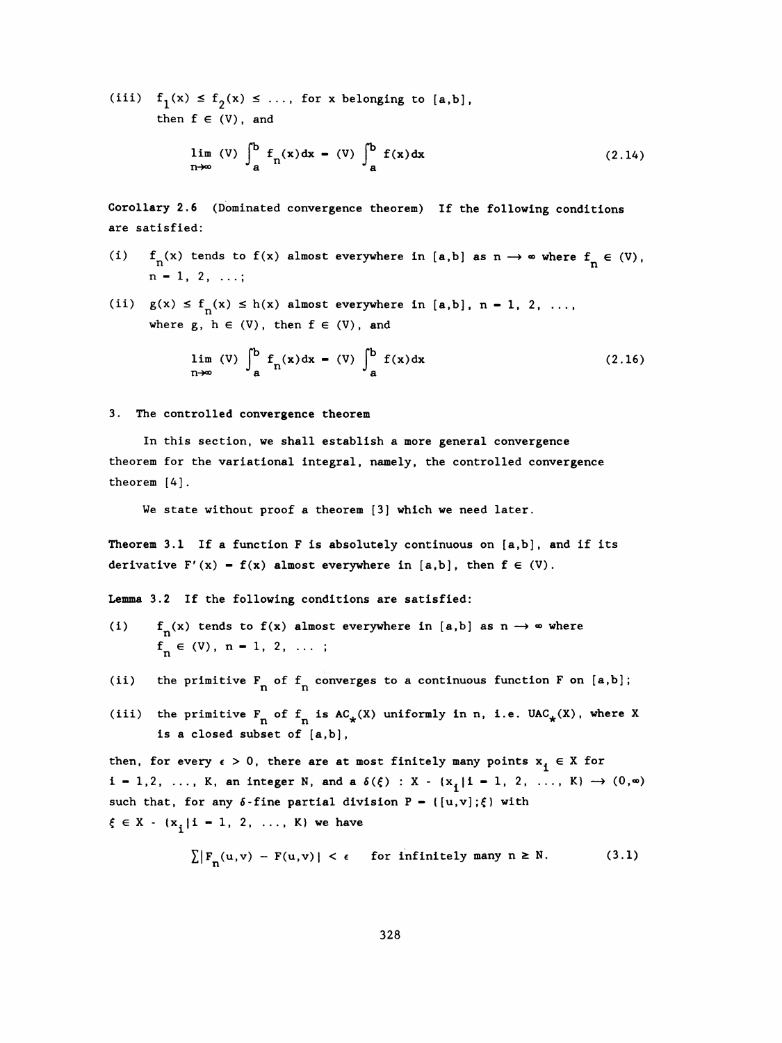(iii) $f_1(x) \le f_2(x) \le \ldots$, for $x$ belonging to $[a,b]$, then $f \in (V)$, and

$$\lim_{n\to\infty} (V) \int_a^b f_n(x)dx = (V) \int_a^b f(x)dx \tag{2.14}$$

**Corollary 2.6** (Dominated convergence theorem) If the following conditions are satisfied:

(i) $f_n(x)$ tends to $f(x)$ almost everywhere in $[a,b]$ as $n \to \infty$ where $f_n \in (V)$, $n = 1, 2, \ldots$;

(ii) $g(x) \le f_n(x) \le h(x)$ almost everywhere in $[a,b]$, $n = 1, 2, \ldots$, where $g$, $h \in (V)$, then $f \in (V)$, and

$$\lim_{n\to\infty} (V) \int_a^b f_n(x)dx = (V) \int_a^b f(x)dx \tag{2.16}$$

## 3. The controlled convergence theorem

In this section, we shall establish a more general convergence theorem for the variational integral, namely, the controlled convergence theorem [4].

We state without proof a theorem [3] which we need later.

**Theorem 3.1** If a function $F$ is absolutely continuous on $[a,b]$, and if its derivative $F'(x) = f(x)$ almost everywhere in $[a,b]$, then $f \in (V)$.

**Lemma 3.2** If the following conditions are satisfied:

(i) $f_n(x)$ tends to $f(x)$ almost everywhere in $[a,b]$ as $n \to \infty$ where $f_n \in (V)$, $n = 1, 2, \ldots$ ;

(ii) the primitive $F_n$ of $f_n$ converges to a continuous function $F$ on $[a,b]$;

(iii) the primitive $F_n$ of $f_n$ is $AC_*(X)$ uniformly in $n$, i.e. $UAC_*(X)$, where $X$ is a closed subset of $[a,b]$,

then, for every $\epsilon > 0$, there are at most finitely many points $x_i \in X$ for $i = 1,2, \ldots, K$, an integer $N$, and a $\delta(\xi) : X - \{x_i | i = 1, 2, \ldots, K\} \to (0,\infty)$ such that, for any $\delta$-fine partial division $P = \{[u,v];\xi\}$ with $\xi \in X - \{x_i | i = 1, 2, \ldots, K\}$ we have

$$\sum |F_n(u,v) - F(u,v)| < \epsilon \quad \text{for infinitely many } n \ge N. \tag{3.1}$$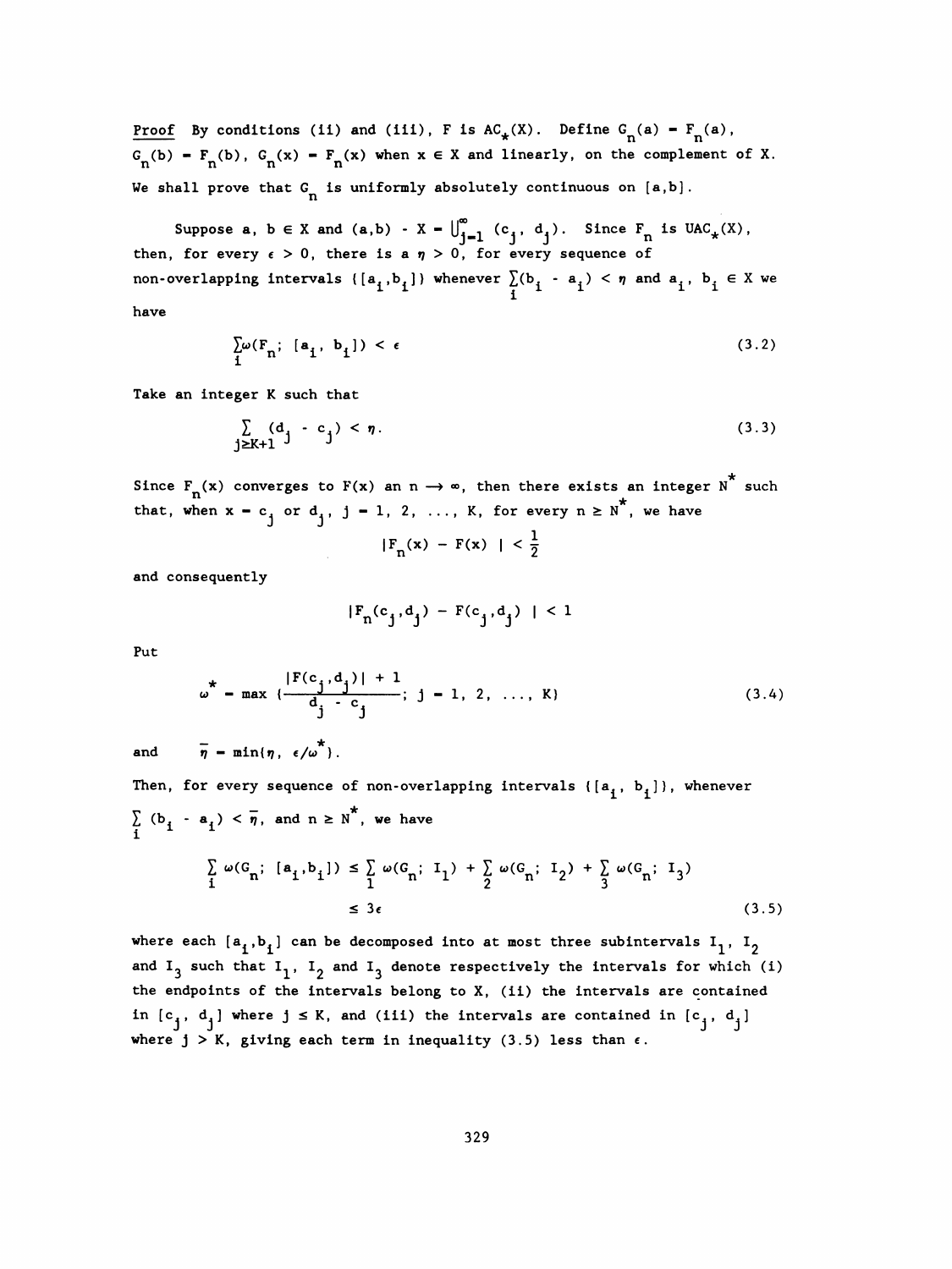**Proof** By conditions (ii) and (iii), $F$ is $AC_*(X)$. Define $G_n(a) = F_n(a)$, $G_n(b) = F_n(b)$, $G_n(x) = F_n(x)$ when $x \in X$ and linearly, on the complement of $X$. We shall prove that $G_n$ is uniformly absolutely continuous on $[a,b]$.

Suppose $a, b \in X$ and $(a,b) - X = \bigcup_{j=1}^{\infty} (c_j, d_j)$. Since $F_n$ is $UAC_*(X)$, then, for every $\epsilon > 0$, there is a $\eta > 0$, for every sequence of non-overlapping intervals $\{[a_i, b_i]\}$ whenever $\sum_i (b_i - a_i) < \eta$ and $a_i, b_i \in X$ we have

$$\sum_i \omega(F_n; [a_i, b_i]) < \epsilon \tag{3.2}$$

Take an integer $K$ such that

$$\sum_{j \geq K+1} (d_j - c_j) < \eta. \tag{3.3}$$

Since $F_n(x)$ converges to $F(x)$ an $n \to \infty$, then there exists an integer $N^*$ such that, when $x = c_j$ or $d_j$, $j = 1, 2, \ldots, K$, for every $n \geq N^*$, we have

$$|F_n(x) - F(x)| < \frac{1}{2}$$

and consequently

$$|F_n(c_j, d_j) - F(c_j, d_j)| < 1$$

Put

$$\omega^* = \max \left\{ \frac{|F(c_j, d_j)| + 1}{d_j - c_j};\ j = 1, 2, \ldots, K \right\} \tag{3.4}$$

and $\quad \bar{\eta} = \min(\eta, \epsilon/\omega^*)$.

Then, for every sequence of non-overlapping intervals $\{[a_i, b_i]\}$, whenever $\sum_i (b_i - a_i) < \bar{\eta}$, and $n \geq N^*$, we have

$$\sum_i \omega(G_n; [a_i, b_i]) \leq \sum_1 \omega(G_n; I_1) + \sum_2 \omega(G_n; I_2) + \sum_3 \omega(G_n; I_3) \leq 3\epsilon \tag{3.5}$$

where each $[a_i, b_i]$ can be decomposed into at most three subintervals $I_1$, $I_2$ and $I_3$ such that $I_1$, $I_2$ and $I_3$ denote respectively the intervals for which (i) the endpoints of the intervals belong to $X$, (ii) the intervals are contained in $[c_j, d_j]$ where $j \leq K$, and (iii) the intervals are contained in $[c_j, d_j]$ where $j > K$, giving each term in inequality (3.5) less than $\epsilon$.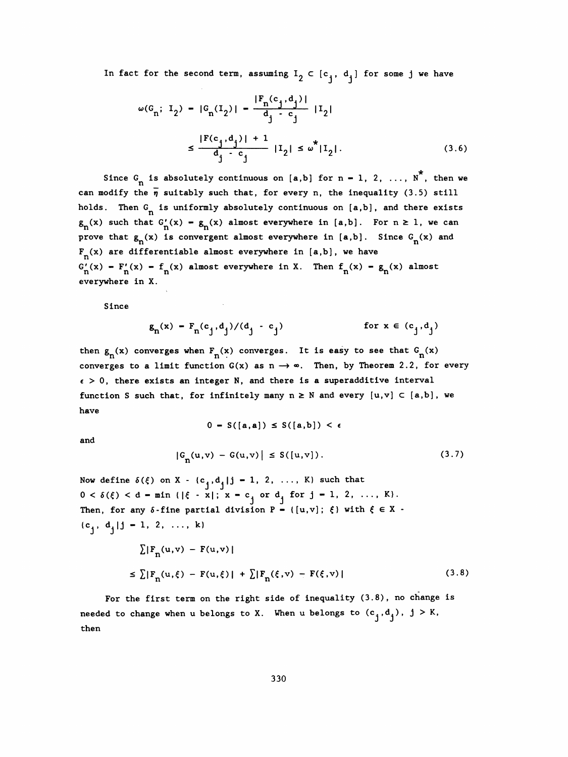In fact for the second term, assuming $I_2 \subset [c_j, d_j]$ for some j we have

$$\omega(G_n; I_2) = |G_n(I_2)| = \frac{|F_n(c_j,d_j)|}{d_j - c_j} |I_2|$$

$$\le \frac{|F(c_j,d_j)| + 1}{d_j - c_j} |I_2| \le \omega^* |I_2|. \tag{3.6}$$

Since $G_n$ is absolutely continuous on $[a,b]$ for $n = 1, 2, \ldots, N^*$, then we can modify the $\bar{\eta}$ suitably such that, for every n, the inequality (3.5) still holds. Then $G_n$ is uniformly absolutely continuous on $[a,b]$, and there exists $g_n(x)$ such that $G_n'(x) = g_n(x)$ almost everywhere in $[a,b]$. For $n \ge 1$, we can prove that $g_n(x)$ is convergent almost everywhere in $[a,b]$. Since $G_n(x)$ and $F_n(x)$ are differentiable almost everywhere in $[a,b]$, we have $G_n'(x) = F_n'(x) = f_n(x)$ almost everywhere in X. Then $f_n(x) = g_n(x)$ almost everywhere in X.

Since

$$g_n(x) = F_n(c_j,d_j)/(d_j - c_j) \qquad\qquad \text{for } x \in (c_j,d_j)$$

then $g_n(x)$ converges when $F_n(x)$ converges. It is easy to see that $G_n(x)$ converges to a limit function $G(x)$ as $n \to \infty$. Then, by Theorem 2.2, for every $\epsilon > 0$, there exists an integer N, and there is a superadditive interval function S such that, for infinitely many $n \ge N$ and every $[u,v] \subset [a,b]$, we have

$$0 = S([a,a]) \le S([a,b]) < \epsilon$$

and

$$|G_n(u,v) - G(u,v)| \le S([u,v]). \tag{3.7}$$

Now define $\delta(\xi)$ on $X - \{c_j,d_j | j = 1, 2, \ldots, K\}$ such that $0 < \delta(\xi) < d = \min\{|\xi - x|;\ x = c_j \text{ or } d_j \text{ for } j = 1, 2, \ldots, K\}$. Then, for any $\delta$-fine partial division $P = \{[u,v]; \xi\}$ with $\xi \in X - \{c_j, d_j | j = 1, 2, \ldots, k\}$

$$\sum|F_n(u,v) - F(u,v)|$$

$$\le \sum|F_n(u,\xi) - F(u,\xi)| + \sum|F_n(\xi,v) - F(\xi,v)| \tag{3.8}$$

For the first term on the right side of inequality (3.8), no change is needed to change when u belongs to X. When u belongs to $(c_j,d_j)$, $j > K$, then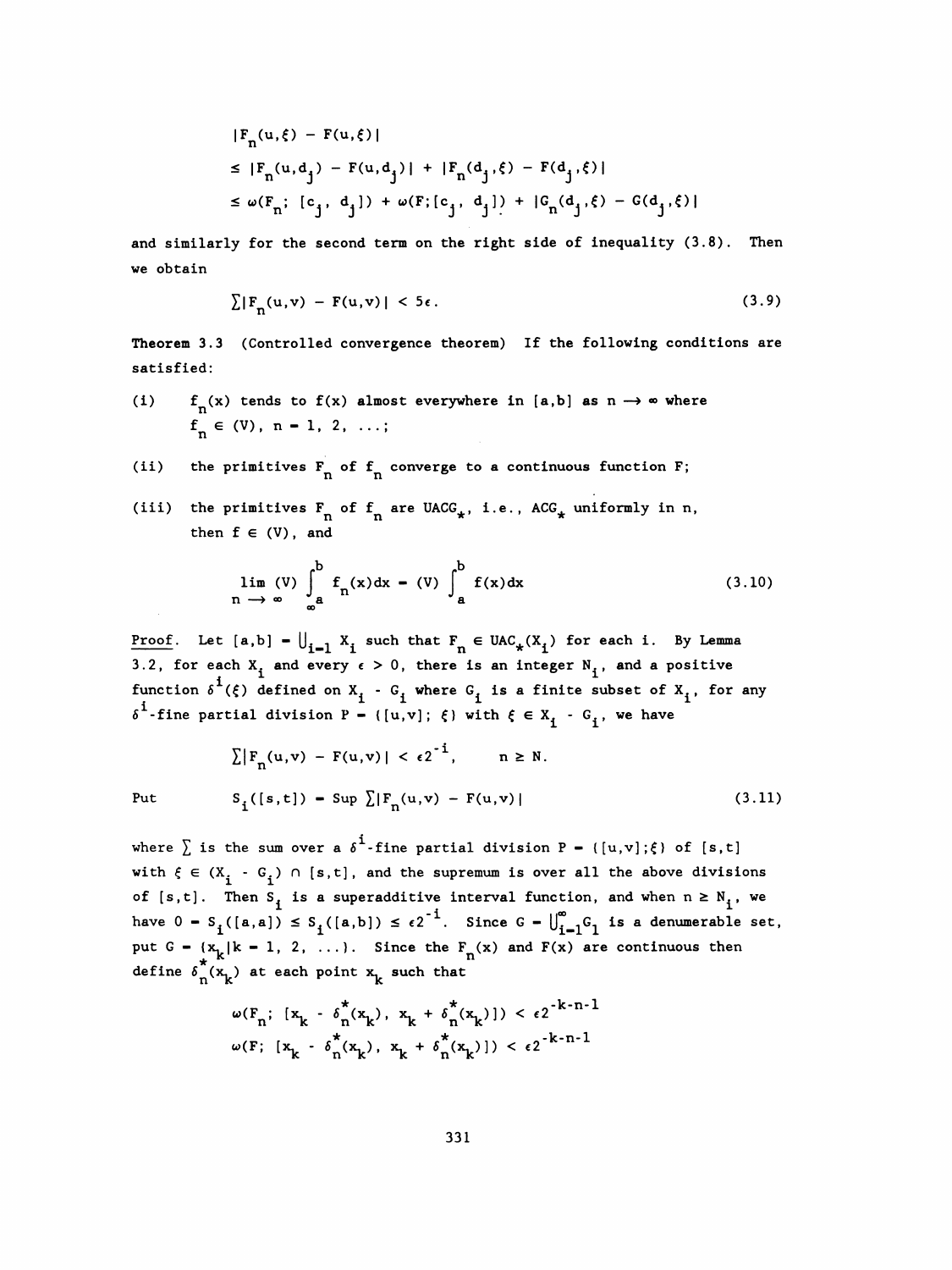$$
\begin{aligned}
&|F_n(u,\xi) - F(u,\xi)| \\
&\le |F_n(u,d_j) - F(u,d_j)| + |F_n(d_j,\xi) - F(d_j,\xi)| \\
&\le \omega(F_n;\ [c_j,\ d_j]) + \omega(F;[c_j,\ d_j]) + |G_n(d_j,\xi) - G(d_j,\xi)|
\end{aligned}
$$

and similarly for the second term on the right side of inequality (3.8). Then we obtain

$$
\sum|F_n(u,v) - F(u,v)| < 5\epsilon. \tag{3.9}
$$

**Theorem 3.3** (Controlled convergence theorem) If the following conditions are satisfied:

(i) $f_n(x)$ tends to $f(x)$ almost everywhere in $[a,b]$ as $n \longrightarrow \infty$ where $f_n \in (V)$, $n = 1, 2, \ldots;$

(ii) the primitives $F_n$ of $f_n$ converge to a continuous function $F$;

(iii) the primitives $F_n$ of $f_n$ are $UACG_*$, i.e., $ACG_*$ uniformly in n,

then $f \in (V)$, and

$$
\lim_{n \longrightarrow \infty} (V) \int_a^b f_n(x)dx = (V) \int_a^b f(x)dx \tag{3.10}
$$

Proof. Let $[a,b] = \bigcup_{i=1}^{\infty} X_i$ such that $F_n \in UAC_*(X_i)$ for each i. By Lemma 3.2, for each $X_i$ and every $\epsilon > 0$, there is an integer $N_i$, and a positive function $\delta^i(\xi)$ defined on $X_i - G_i$ where $G_i$ is a finite subset of $X_i$, for any $\delta^i$-fine partial division $P = \{[u,v];\ \xi\}$ with $\xi \in X_i - G_i$, we have

$$
\sum|F_n(u,v) - F(u,v)| < \epsilon 2^{-i}, \qquad n \ge N.
$$

Put
$$
S_i([s,t]) = \text{Sup} \sum|F_n(u,v) - F(u,v)| \tag{3.11}
$$

where $\sum$ is the sum over a $\delta^i$-fine partial division $P = \{[u,v];\xi\}$ of $[s,t]$ with $\xi \in (X_i - G_i) \cap [s,t]$, and the supremum is over all the above divisions of $[s,t]$. Then $S_i$ is a superadditive interval function, and when $n \ge N_i$, we have $0 = S_i([a,a]) \le S_i([a,b]) \le \epsilon 2^{-i}$. Since $G = \bigcup_{i=1}^{\infty} G_i$ is a denumerable set, put $G = \{x_k | k = 1, 2, \ldots\}$. Since the $F_n(x)$ and $F(x)$ are continuous then define $\delta_n^*(x_k)$ at each point $x_k$ such that

$$
\begin{aligned}
\omega(F_n;\ [x_k - \delta_n^*(x_k),\ x_k + \delta_n^*(x_k)]) < \epsilon 2^{-k-n-1} \\
\omega(F;\ [x_k - \delta_n^*(x_k),\ x_k + \delta_n^*(x_k)]) < \epsilon 2^{-k-n-1}
\end{aligned}
$$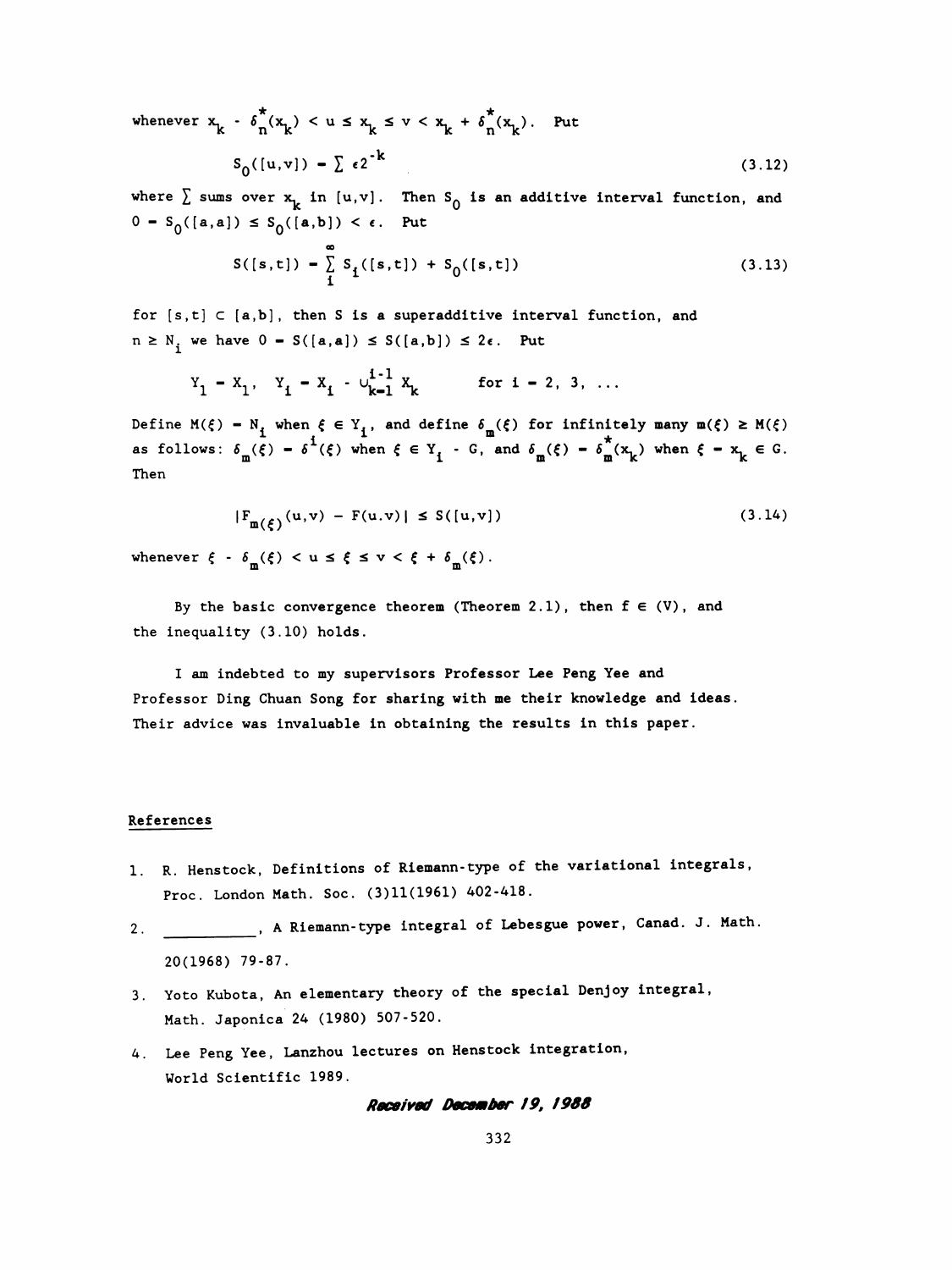whenever $x_k - \delta_n^*(x_k) < u \le x_k \le v < x_k + \delta_n^*(x_k)$. Put

$$S_0([u,v]) = \sum \epsilon 2^{-k} \tag{3.12}$$

where $\sum$ sums over $x_k$ in $[u,v]$. Then $S_0$ is an additive interval function, and $0 = S_0([a,a]) \le S_0([a,b]) < \epsilon$. Put

$$S([s,t]) = \sum_{i}^{\infty} S_i([s,t]) + S_0([s,t]) \tag{3.13}$$

for $[s,t] \subset [a,b]$, then $S$ is a superadditive interval function, and $n \ge N_i$ we have $0 = S([a,a]) \le S([a,b]) \le 2\epsilon$. Put

$$Y_1 = X_1, \quad Y_i = X_i - \cup_{k=1}^{i-1} X_k \qquad \text{for } i = 2, 3, \ldots$$

Define $M(\xi) = N_i$ when $\xi \in Y_i$, and define $\delta_m(\xi)$ for infinitely many $m(\xi) \ge M(\xi)$ as follows: $\delta_m(\xi) = \delta^i(\xi)$ when $\xi \in Y_i - G$, and $\delta_m(\xi) = \delta_m^*(x_k)$ when $\xi = x_k \in G$. Then

$$|F_{m(\xi)}(u,v) - F(u.v)| \le S([u,v]) \tag{3.14}$$

whenever $\xi - \delta_m(\xi) < u \le \xi \le v < \xi + \delta_m(\xi)$.

By the basic convergence theorem (Theorem 2.1), then $f \in (V)$, and the inequality (3.10) holds.

I am indebted to my supervisors Professor Lee Peng Yee and Professor Ding Chuan Song for sharing with me their knowledge and ideas. Their advice was invaluable in obtaining the results in this paper.

## References

1. R. Henstock, Definitions of Riemann-type of the variational integrals, Proc. London Math. Soc. (3)11(1961) 402-418.
2. __________, A Riemann-type integral of Lebesgue power, Canad. J. Math. 20(1968) 79-87.
3. Yoto Kubota, An elementary theory of the special Denjoy integral, Math. Japonica 24 (1980) 507-520.
4. Lee Peng Yee, Lanzhou lectures on Henstock integration, World Scientific 1989.

***Received December 19, 1988***